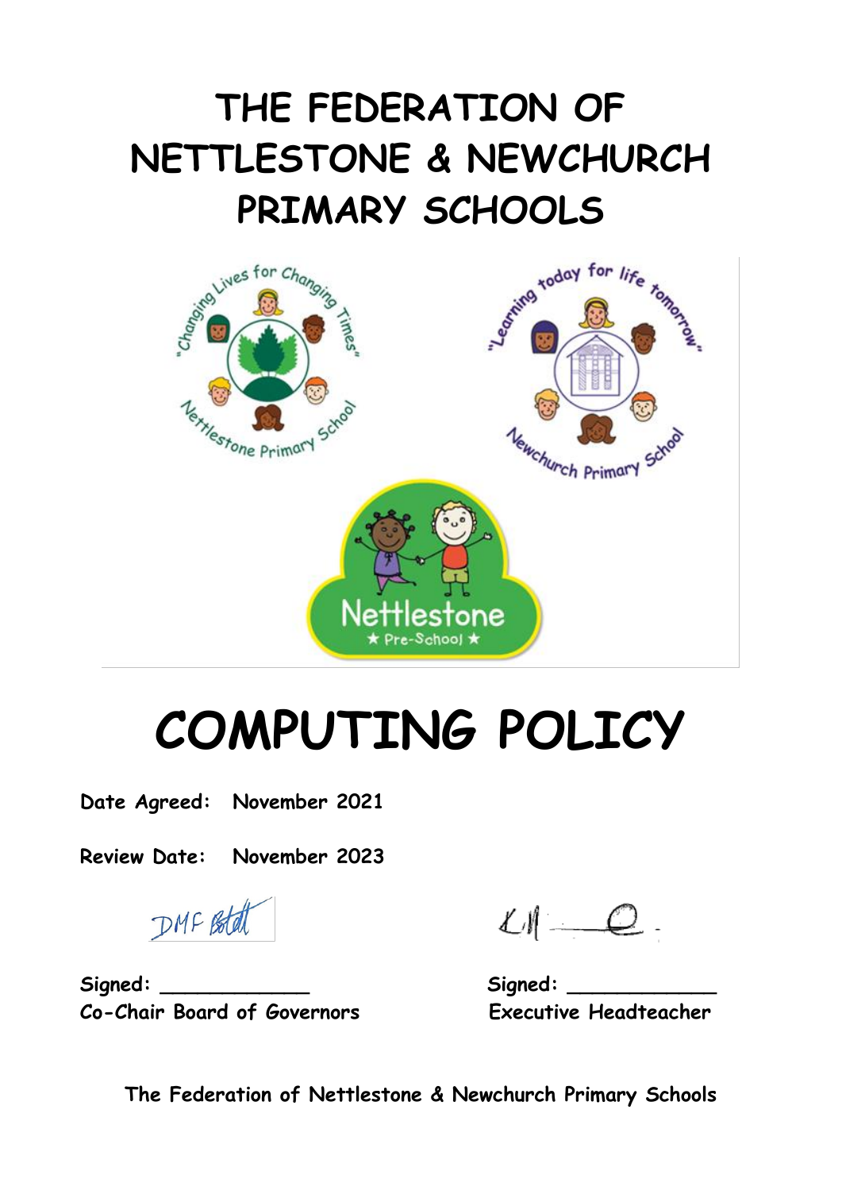# THE FEDERATION OF NETTLESTONE & NEWCHURCH PRIMARY SCHOOLS

# COMPUTING POLICY

**Date Agreed:** November 2021

**Review Date:** November 2023

**Signed:** ____________
**Co-Chair Board of Governors**

**Signed:** ____________
**Executive Headteacher**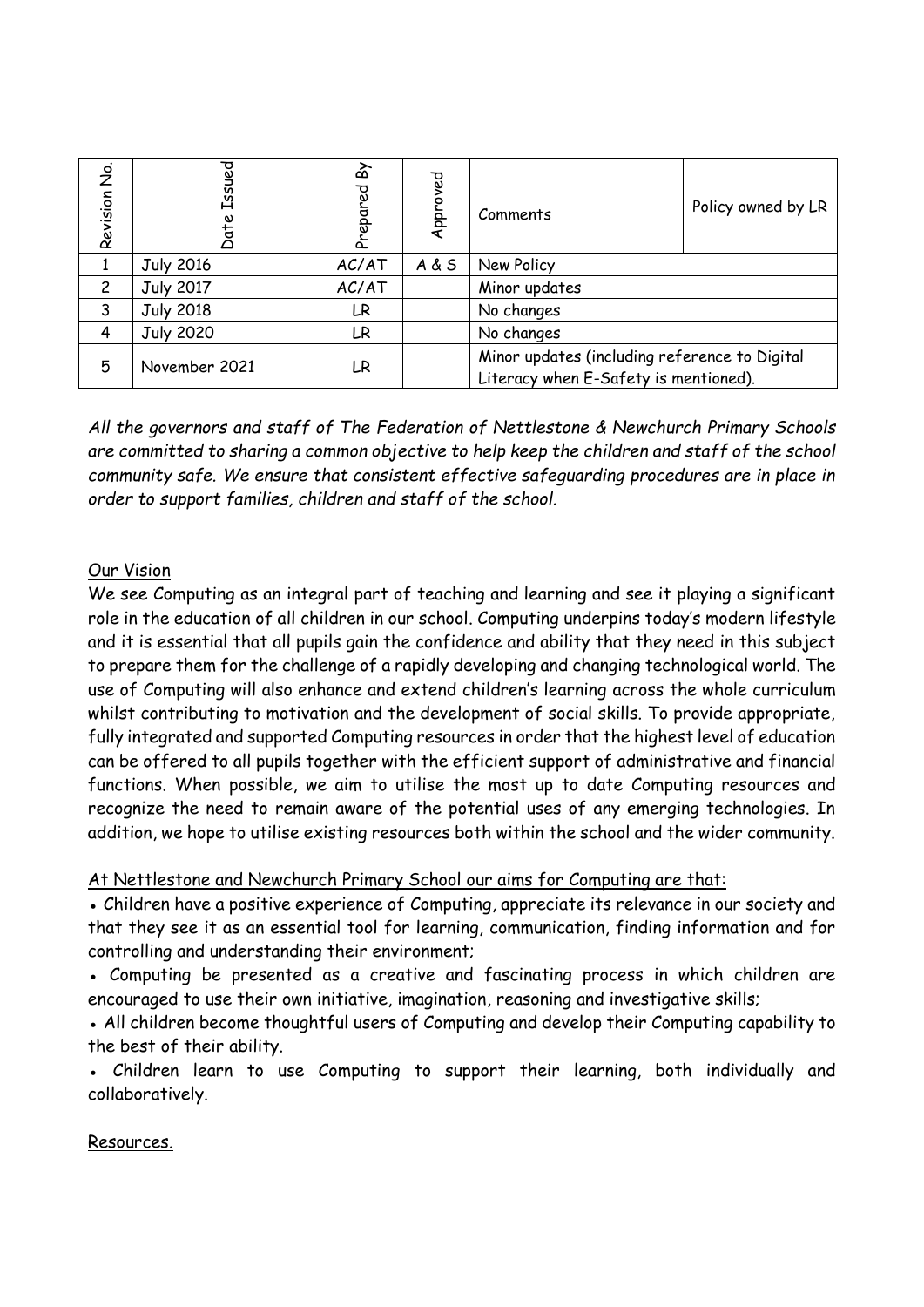| Revision No. | Date Issued | Prepared By | Approved | Comments | Policy owned by LR |
|---|---|---|---|---|---|
| 1 | July 2016 | AC/AT | A & S | New Policy | |
| 2 | July 2017 | AC/AT | | Minor updates | |
| 3 | July 2018 | LR | | No changes | |
| 4 | July 2020 | LR | | No changes | |
| 5 | November 2021 | LR | | Minor updates (including reference to Digital Literacy when E-Safety is mentioned). | |

*All the governors and staff of The Federation of Nettlestone & Newchurch Primary Schools are committed to sharing a common objective to help keep the children and staff of the school community safe. We ensure that consistent effective safeguarding procedures are in place in order to support families, children and staff of the school.*

## Our Vision

We see Computing as an integral part of teaching and learning and see it playing a significant role in the education of all children in our school. Computing underpins today's modern lifestyle and it is essential that all pupils gain the confidence and ability that they need in this subject to prepare them for the challenge of a rapidly developing and changing technological world. The use of Computing will also enhance and extend children's learning across the whole curriculum whilst contributing to motivation and the development of social skills. To provide appropriate, fully integrated and supported Computing resources in order that the highest level of education can be offered to all pupils together with the efficient support of administrative and financial functions. When possible, we aim to utilise the most up to date Computing resources and recognize the need to remain aware of the potential uses of any emerging technologies. In addition, we hope to utilise existing resources both within the school and the wider community.

## At Nettlestone and Newchurch Primary School our aims for Computing are that:

- Children have a positive experience of Computing, appreciate its relevance in our society and that they see it as an essential tool for learning, communication, finding information and for controlling and understanding their environment;
- Computing be presented as a creative and fascinating process in which children are encouraged to use their own initiative, imagination, reasoning and investigative skills;
- All children become thoughtful users of Computing and develop their Computing capability to the best of their ability.
- Children learn to use Computing to support their learning, both individually and collaboratively.

## Resources.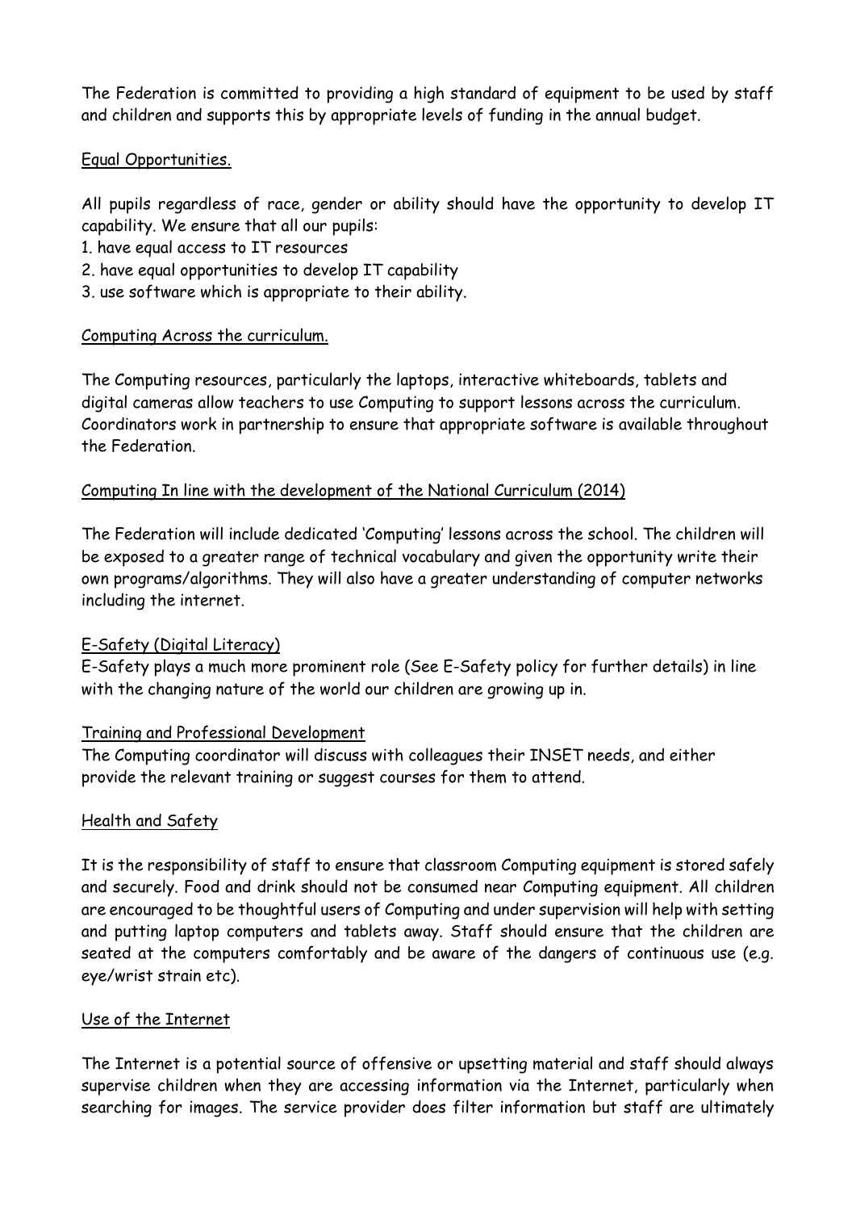The Federation is committed to providing a high standard of equipment to be used by staff and children and supports this by appropriate levels of funding in the annual budget.

## Equal Opportunities.

All pupils regardless of race, gender or ability should have the opportunity to develop IT capability. We ensure that all our pupils:

1. have equal access to IT resources
2. have equal opportunities to develop IT capability
3. use software which is appropriate to their ability.

## Computing Across the curriculum.

The Computing resources, particularly the laptops, interactive whiteboards, tablets and digital cameras allow teachers to use Computing to support lessons across the curriculum. Coordinators work in partnership to ensure that appropriate software is available throughout the Federation.

## Computing In line with the development of the National Curriculum (2014)

The Federation will include dedicated 'Computing' lessons across the school. The children will be exposed to a greater range of technical vocabulary and given the opportunity write their own programs/algorithms. They will also have a greater understanding of computer networks including the internet.

## E-Safety (Digital Literacy)

E-Safety plays a much more prominent role (See E-Safety policy for further details) in line with the changing nature of the world our children are growing up in.

## Training and Professional Development

The Computing coordinator will discuss with colleagues their INSET needs, and either provide the relevant training or suggest courses for them to attend.

## Health and Safety

It is the responsibility of staff to ensure that classroom Computing equipment is stored safely and securely. Food and drink should not be consumed near Computing equipment. All children are encouraged to be thoughtful users of Computing and under supervision will help with setting and putting laptop computers and tablets away. Staff should ensure that the children are seated at the computers comfortably and be aware of the dangers of continuous use (e.g. eye/wrist strain etc).

## Use of the Internet

The Internet is a potential source of offensive or upsetting material and staff should always supervise children when they are accessing information via the Internet, particularly when searching for images. The service provider does filter information but staff are ultimately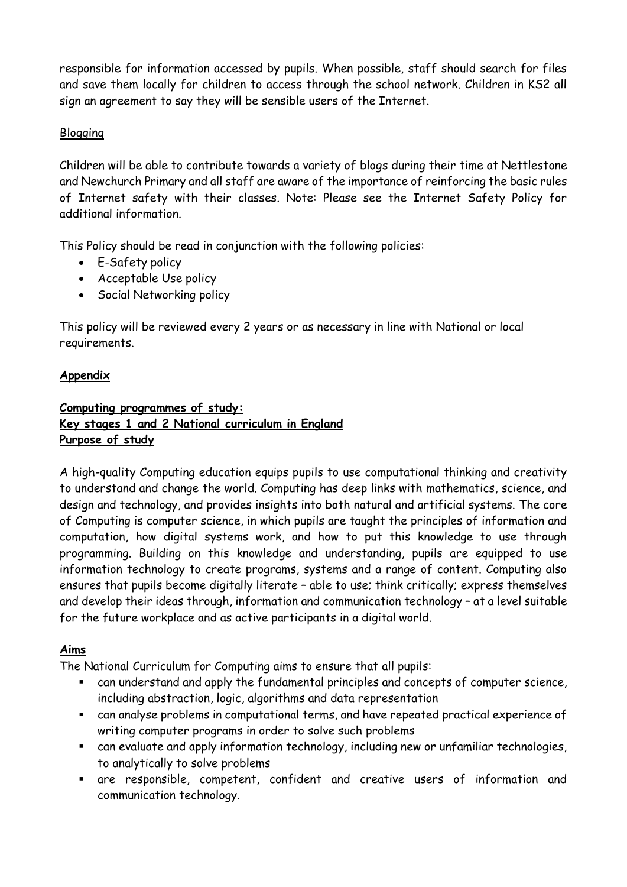responsible for information accessed by pupils. When possible, staff should search for files and save them locally for children to access through the school network. Children in KS2 all sign an agreement to say they will be sensible users of the Internet.

Blogging

Children will be able to contribute towards a variety of blogs during their time at Nettlestone and Newchurch Primary and all staff are aware of the importance of reinforcing the basic rules of Internet safety with their classes. Note: Please see the Internet Safety Policy for additional information.

This Policy should be read in conjunction with the following policies:

- E-Safety policy
- Acceptable Use policy
- Social Networking policy

This policy will be reviewed every 2 years or as necessary in line with National or local requirements.

## Appendix

## Computing programmes of study:
## Key stages 1 and 2 National curriculum in England
## Purpose of study

A high-quality Computing education equips pupils to use computational thinking and creativity to understand and change the world. Computing has deep links with mathematics, science, and design and technology, and provides insights into both natural and artificial systems. The core of Computing is computer science, in which pupils are taught the principles of information and computation, how digital systems work, and how to put this knowledge to use through programming. Building on this knowledge and understanding, pupils are equipped to use information technology to create programs, systems and a range of content. Computing also ensures that pupils become digitally literate – able to use; think critically; express themselves and develop their ideas through, information and communication technology – at a level suitable for the future workplace and as active participants in a digital world.

## Aims

The National Curriculum for Computing aims to ensure that all pupils:

- can understand and apply the fundamental principles and concepts of computer science, including abstraction, logic, algorithms and data representation
- can analyse problems in computational terms, and have repeated practical experience of writing computer programs in order to solve such problems
- can evaluate and apply information technology, including new or unfamiliar technologies, to analytically to solve problems
- are responsible, competent, confident and creative users of information and communication technology.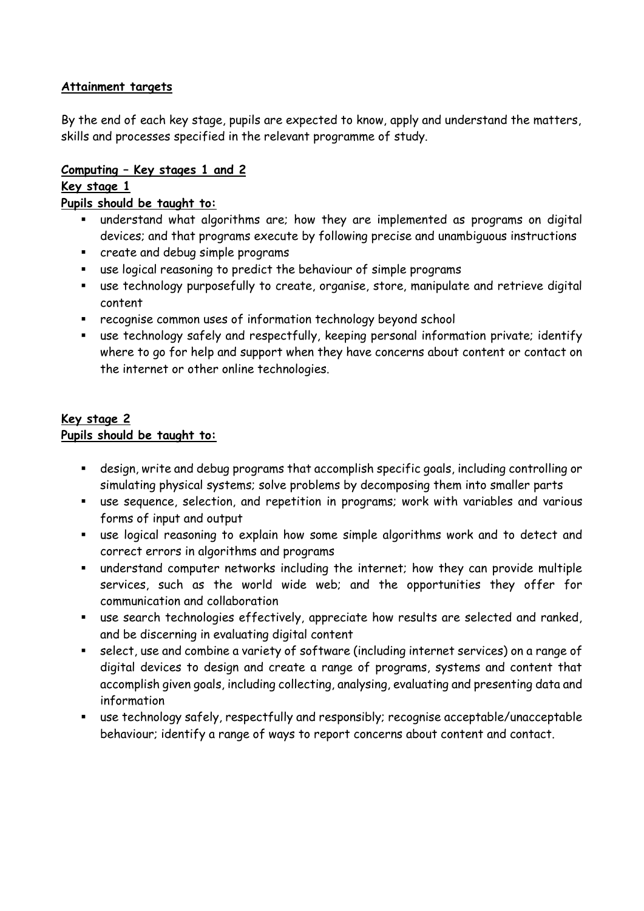**Attainment targets**

By the end of each key stage, pupils are expected to know, apply and understand the matters, skills and processes specified in the relevant programme of study.

**Computing – Key stages 1 and 2**

**Key stage 1**

**Pupils should be taught to:**

- understand what algorithms are; how they are implemented as programs on digital devices; and that programs execute by following precise and unambiguous instructions
- create and debug simple programs
- use logical reasoning to predict the behaviour of simple programs
- use technology purposefully to create, organise, store, manipulate and retrieve digital content
- recognise common uses of information technology beyond school
- use technology safely and respectfully, keeping personal information private; identify where to go for help and support when they have concerns about content or contact on the internet or other online technologies.

**Key stage 2**

**Pupils should be taught to:**

- design, write and debug programs that accomplish specific goals, including controlling or simulating physical systems; solve problems by decomposing them into smaller parts
- use sequence, selection, and repetition in programs; work with variables and various forms of input and output
- use logical reasoning to explain how some simple algorithms work and to detect and correct errors in algorithms and programs
- understand computer networks including the internet; how they can provide multiple services, such as the world wide web; and the opportunities they offer for communication and collaboration
- use search technologies effectively, appreciate how results are selected and ranked, and be discerning in evaluating digital content
- select, use and combine a variety of software (including internet services) on a range of digital devices to design and create a range of programs, systems and content that accomplish given goals, including collecting, analysing, evaluating and presenting data and information
- use technology safely, respectfully and responsibly; recognise acceptable/unacceptable behaviour; identify a range of ways to report concerns about content and contact.